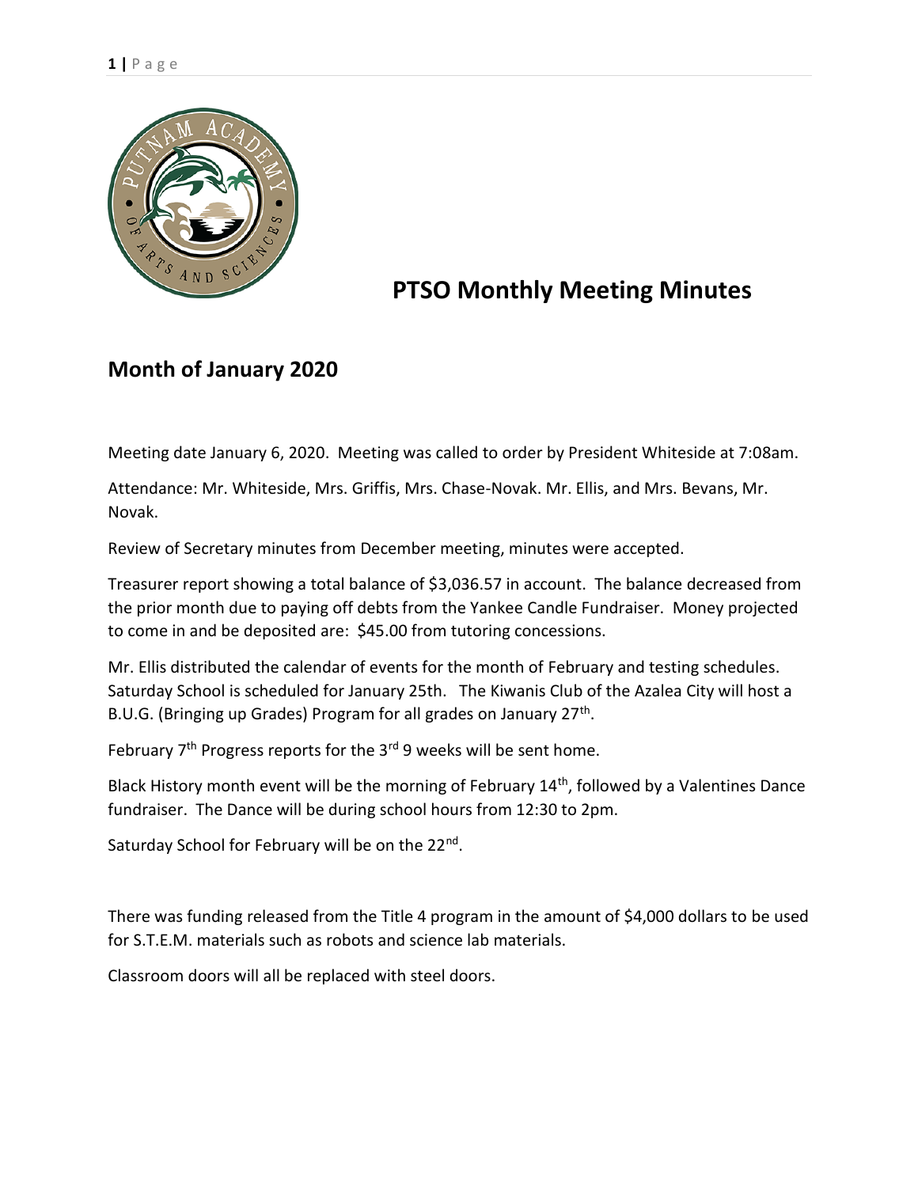# PTSO Monthly Meeting Minutes

## Month of January 2020

Meeting date January 6, 2020. Meeting was called to order by President Whiteside at 7:08am.

Attendance: Mr. Whiteside, Mrs. Griffis, Mrs. Chase-Novak. Mr. Ellis, and Mrs. Bevans, Mr. Novak.

Review of Secretary minutes from December meeting, minutes were accepted.

Treasurer report showing a total balance of $3,036.57 in account. The balance decreased from the prior month due to paying off debts from the Yankee Candle Fundraiser. Money projected to come in and be deposited are: $45.00 from tutoring concessions.

Mr. Ellis distributed the calendar of events for the month of February and testing schedules. Saturday School is scheduled for January 25th. The Kiwanis Club of the Azalea City will host a B.U.G. (Bringing up Grades) Program for all grades on January 27th.

February 7th Progress reports for the 3rd 9 weeks will be sent home.

Black History month event will be the morning of February 14th, followed by a Valentines Dance fundraiser. The Dance will be during school hours from 12:30 to 2pm.

Saturday School for February will be on the 22nd.

There was funding released from the Title 4 program in the amount of $4,000 dollars to be used for S.T.E.M. materials such as robots and science lab materials.

Classroom doors will all be replaced with steel doors.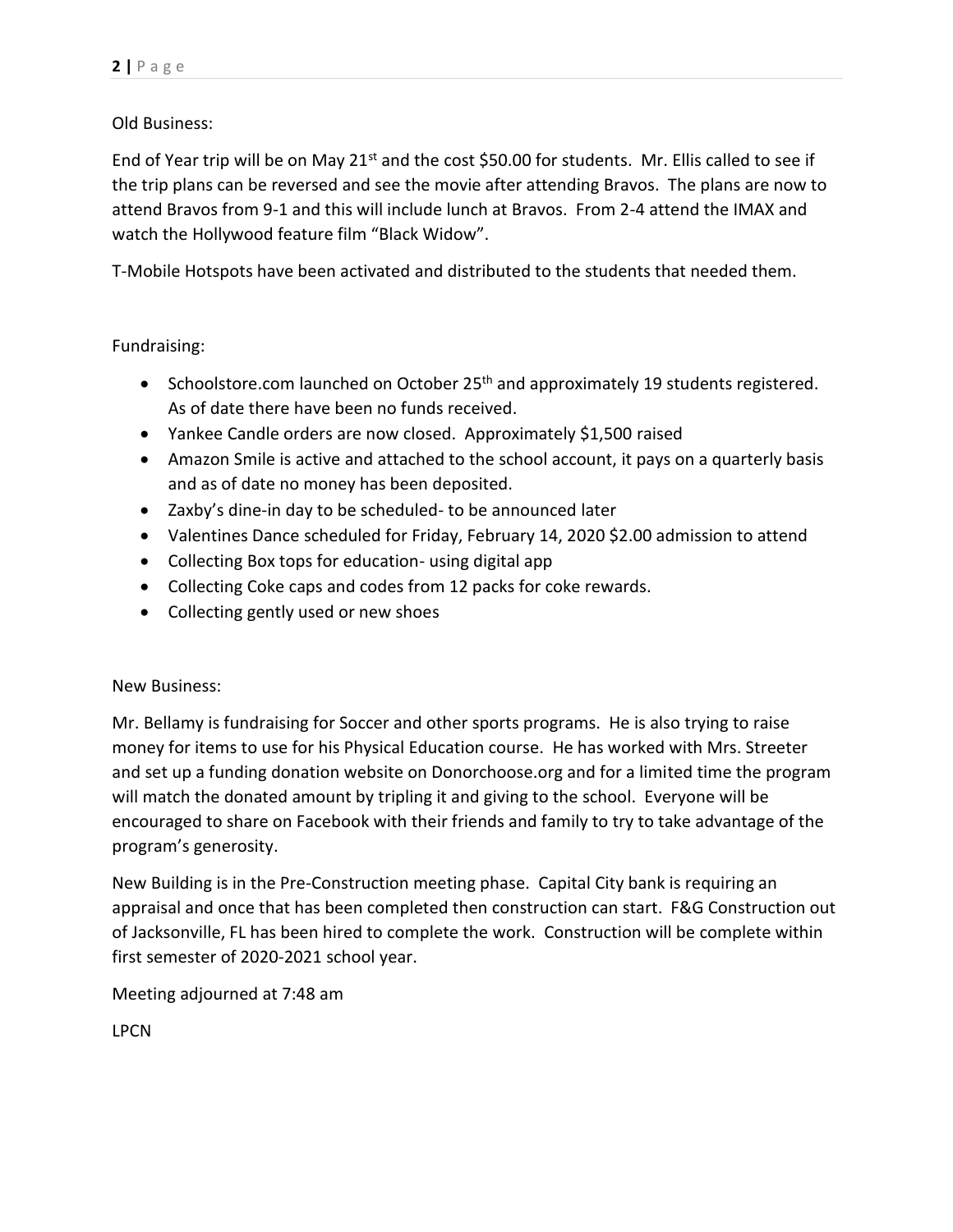Old Business:

End of Year trip will be on May 21st and the cost $50.00 for students. Mr. Ellis called to see if the trip plans can be reversed and see the movie after attending Bravos. The plans are now to attend Bravos from 9-1 and this will include lunch at Bravos. From 2-4 attend the IMAX and watch the Hollywood feature film "Black Widow".

T-Mobile Hotspots have been activated and distributed to the students that needed them.

Fundraising:

- Schoolstore.com launched on October 25th and approximately 19 students registered. As of date there have been no funds received.
- Yankee Candle orders are now closed. Approximately $1,500 raised
- Amazon Smile is active and attached to the school account, it pays on a quarterly basis and as of date no money has been deposited.
- Zaxby's dine-in day to be scheduled- to be announced later
- Valentines Dance scheduled for Friday, February 14, 2020 $2.00 admission to attend
- Collecting Box tops for education- using digital app
- Collecting Coke caps and codes from 12 packs for coke rewards.
- Collecting gently used or new shoes

New Business:

Mr. Bellamy is fundraising for Soccer and other sports programs. He is also trying to raise money for items to use for his Physical Education course. He has worked with Mrs. Streeter and set up a funding donation website on Donorchoose.org and for a limited time the program will match the donated amount by tripling it and giving to the school. Everyone will be encouraged to share on Facebook with their friends and family to try to take advantage of the program's generosity.

New Building is in the Pre-Construction meeting phase. Capital City bank is requiring an appraisal and once that has been completed then construction can start. F&G Construction out of Jacksonville, FL has been hired to complete the work. Construction will be complete within first semester of 2020-2021 school year.

Meeting adjourned at 7:48 am

LPCN